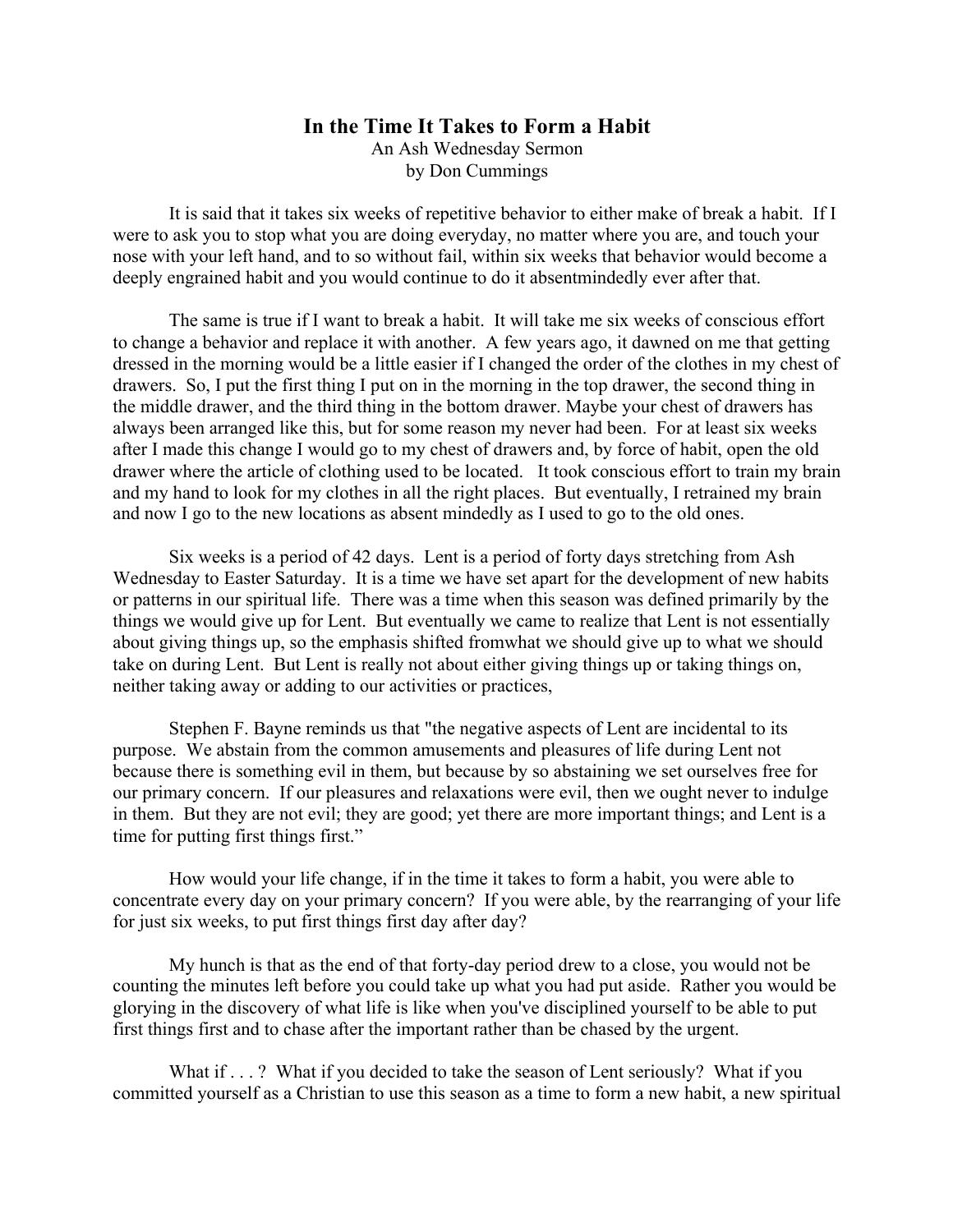# In the Time It Takes to Form a Habit

An Ash Wednesday Sermon
by Don Cummings

It is said that it takes six weeks of repetitive behavior to either make of break a habit. If I were to ask you to stop what you are doing everyday, no matter where you are, and touch your nose with your left hand, and to so without fail, within six weeks that behavior would become a deeply engrained habit and you would continue to do it absentmindedly ever after that.

The same is true if I want to break a habit. It will take me six weeks of conscious effort to change a behavior and replace it with another. A few years ago, it dawned on me that getting dressed in the morning would be a little easier if I changed the order of the clothes in my chest of drawers. So, I put the first thing I put on in the morning in the top drawer, the second thing in the middle drawer, and the third thing in the bottom drawer. Maybe your chest of drawers has always been arranged like this, but for some reason my never had been. For at least six weeks after I made this change I would go to my chest of drawers and, by force of habit, open the old drawer where the article of clothing used to be located. It took conscious effort to train my brain and my hand to look for my clothes in all the right places. But eventually, I retrained my brain and now I go to the new locations as absent mindedly as I used to go to the old ones.

Six weeks is a period of 42 days. Lent is a period of forty days stretching from Ash Wednesday to Easter Saturday. It is a time we have set apart for the development of new habits or patterns in our spiritual life. There was a time when this season was defined primarily by the things we would give up for Lent. But eventually we came to realize that Lent is not essentially about giving things up, so the emphasis shifted fromwhat we should give up to what we should take on during Lent. But Lent is really not about either giving things up or taking things on, neither taking away or adding to our activities or practices,

Stephen F. Bayne reminds us that "the negative aspects of Lent are incidental to its purpose. We abstain from the common amusements and pleasures of life during Lent not because there is something evil in them, but because by so abstaining we set ourselves free for our primary concern. If our pleasures and relaxations were evil, then we ought never to indulge in them. But they are not evil; they are good; yet there are more important things; and Lent is a time for putting first things first."

How would your life change, if in the time it takes to form a habit, you were able to concentrate every day on your primary concern? If you were able, by the rearranging of your life for just six weeks, to put first things first day after day?

My hunch is that as the end of that forty-day period drew to a close, you would not be counting the minutes left before you could take up what you had put aside. Rather you would be glorying in the discovery of what life is like when you've disciplined yourself to be able to put first things first and to chase after the important rather than be chased by the urgent.

What if . . . ? What if you decided to take the season of Lent seriously? What if you committed yourself as a Christian to use this season as a time to form a new habit, a new spiritual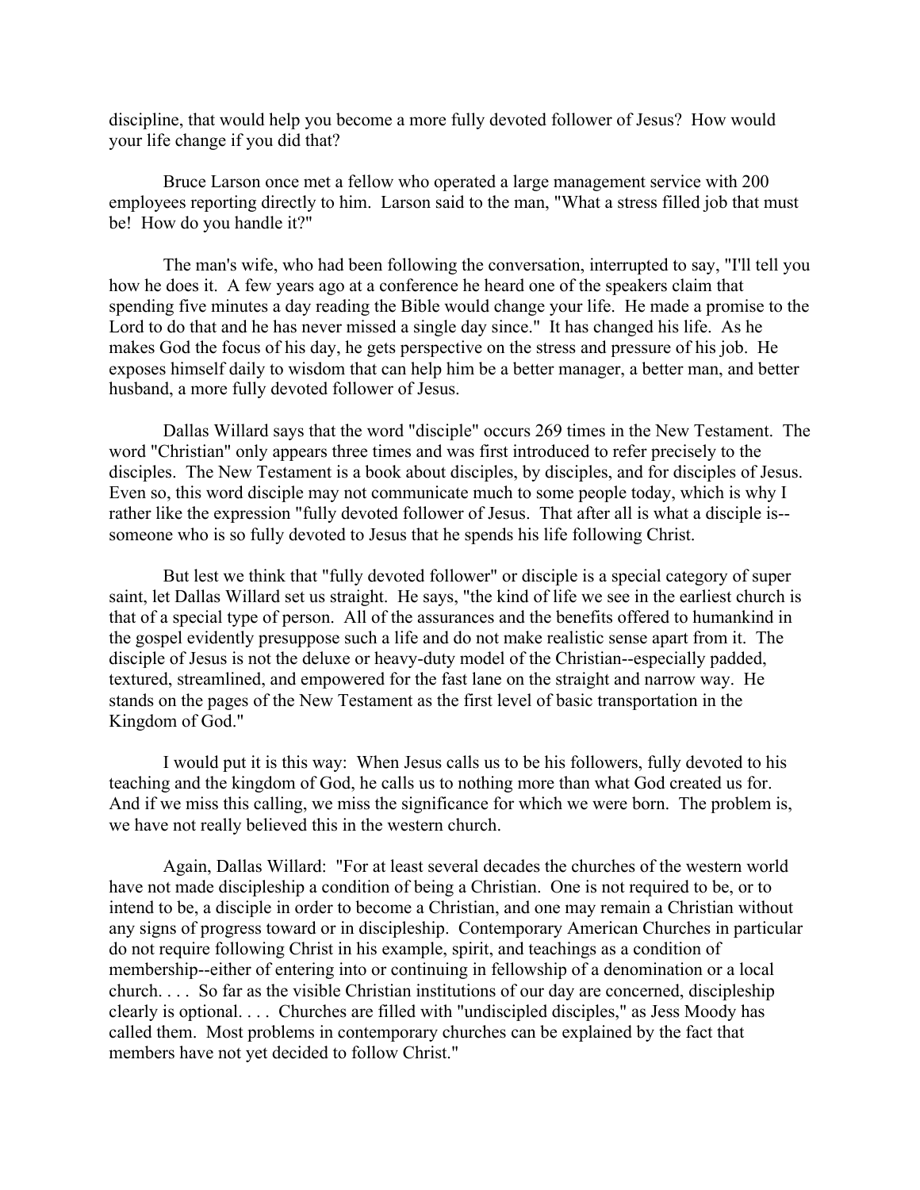discipline, that would help you become a more fully devoted follower of Jesus? How would your life change if you did that?

Bruce Larson once met a fellow who operated a large management service with 200 employees reporting directly to him. Larson said to the man, "What a stress filled job that must be! How do you handle it?"

The man's wife, who had been following the conversation, interrupted to say, "I'll tell you how he does it. A few years ago at a conference he heard one of the speakers claim that spending five minutes a day reading the Bible would change your life. He made a promise to the Lord to do that and he has never missed a single day since." It has changed his life. As he makes God the focus of his day, he gets perspective on the stress and pressure of his job. He exposes himself daily to wisdom that can help him be a better manager, a better man, and better husband, a more fully devoted follower of Jesus.

Dallas Willard says that the word "disciple" occurs 269 times in the New Testament. The word "Christian" only appears three times and was first introduced to refer precisely to the disciples. The New Testament is a book about disciples, by disciples, and for disciples of Jesus. Even so, this word disciple may not communicate much to some people today, which is why I rather like the expression "fully devoted follower of Jesus. That after all is what a disciple is--someone who is so fully devoted to Jesus that he spends his life following Christ.

But lest we think that "fully devoted follower" or disciple is a special category of super saint, let Dallas Willard set us straight. He says, "the kind of life we see in the earliest church is that of a special type of person. All of the assurances and the benefits offered to humankind in the gospel evidently presuppose such a life and do not make realistic sense apart from it. The disciple of Jesus is not the deluxe or heavy-duty model of the Christian--especially padded, textured, streamlined, and empowered for the fast lane on the straight and narrow way. He stands on the pages of the New Testament as the first level of basic transportation in the Kingdom of God."

I would put it is this way: When Jesus calls us to be his followers, fully devoted to his teaching and the kingdom of God, he calls us to nothing more than what God created us for. And if we miss this calling, we miss the significance for which we were born. The problem is, we have not really believed this in the western church.

Again, Dallas Willard: "For at least several decades the churches of the western world have not made discipleship a condition of being a Christian. One is not required to be, or to intend to be, a disciple in order to become a Christian, and one may remain a Christian without any signs of progress toward or in discipleship. Contemporary American Churches in particular do not require following Christ in his example, spirit, and teachings as a condition of membership--either of entering into or continuing in fellowship of a denomination or a local church. . . . So far as the visible Christian institutions of our day are concerned, discipleship clearly is optional. . . . Churches are filled with "undiscipled disciples," as Jess Moody has called them. Most problems in contemporary churches can be explained by the fact that members have not yet decided to follow Christ."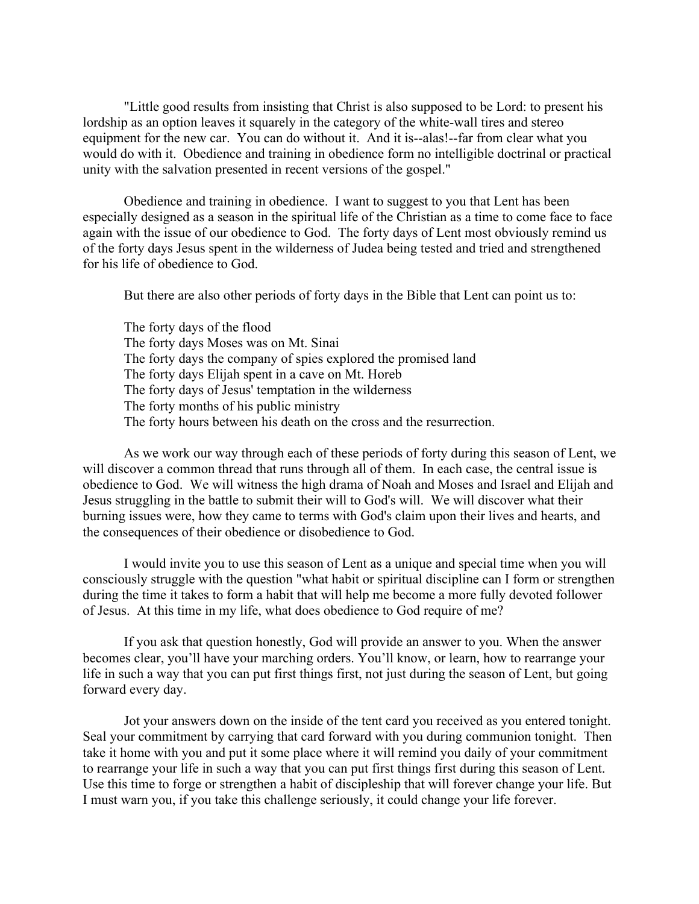"Little good results from insisting that Christ is also supposed to be Lord: to present his lordship as an option leaves it squarely in the category of the white-wall tires and stereo equipment for the new car. You can do without it. And it is--alas!--far from clear what you would do with it. Obedience and training in obedience form no intelligible doctrinal or practical unity with the salvation presented in recent versions of the gospel."

Obedience and training in obedience. I want to suggest to you that Lent has been especially designed as a season in the spiritual life of the Christian as a time to come face to face again with the issue of our obedience to God. The forty days of Lent most obviously remind us of the forty days Jesus spent in the wilderness of Judea being tested and tried and strengthened for his life of obedience to God.

But there are also other periods of forty days in the Bible that Lent can point us to:

The forty days of the flood
The forty days Moses was on Mt. Sinai
The forty days the company of spies explored the promised land
The forty days Elijah spent in a cave on Mt. Horeb
The forty days of Jesus' temptation in the wilderness
The forty months of his public ministry
The forty hours between his death on the cross and the resurrection.

As we work our way through each of these periods of forty during this season of Lent, we will discover a common thread that runs through all of them. In each case, the central issue is obedience to God. We will witness the high drama of Noah and Moses and Israel and Elijah and Jesus struggling in the battle to submit their will to God's will. We will discover what their burning issues were, how they came to terms with God's claim upon their lives and hearts, and the consequences of their obedience or disobedience to God.

I would invite you to use this season of Lent as a unique and special time when you will consciously struggle with the question "what habit or spiritual discipline can I form or strengthen during the time it takes to form a habit that will help me become a more fully devoted follower of Jesus. At this time in my life, what does obedience to God require of me?

If you ask that question honestly, God will provide an answer to you. When the answer becomes clear, you'll have your marching orders. You'll know, or learn, how to rearrange your life in such a way that you can put first things first, not just during the season of Lent, but going forward every day.

Jot your answers down on the inside of the tent card you received as you entered tonight. Seal your commitment by carrying that card forward with you during communion tonight. Then take it home with you and put it some place where it will remind you daily of your commitment to rearrange your life in such a way that you can put first things first during this season of Lent. Use this time to forge or strengthen a habit of discipleship that will forever change your life. But I must warn you, if you take this challenge seriously, it could change your life forever.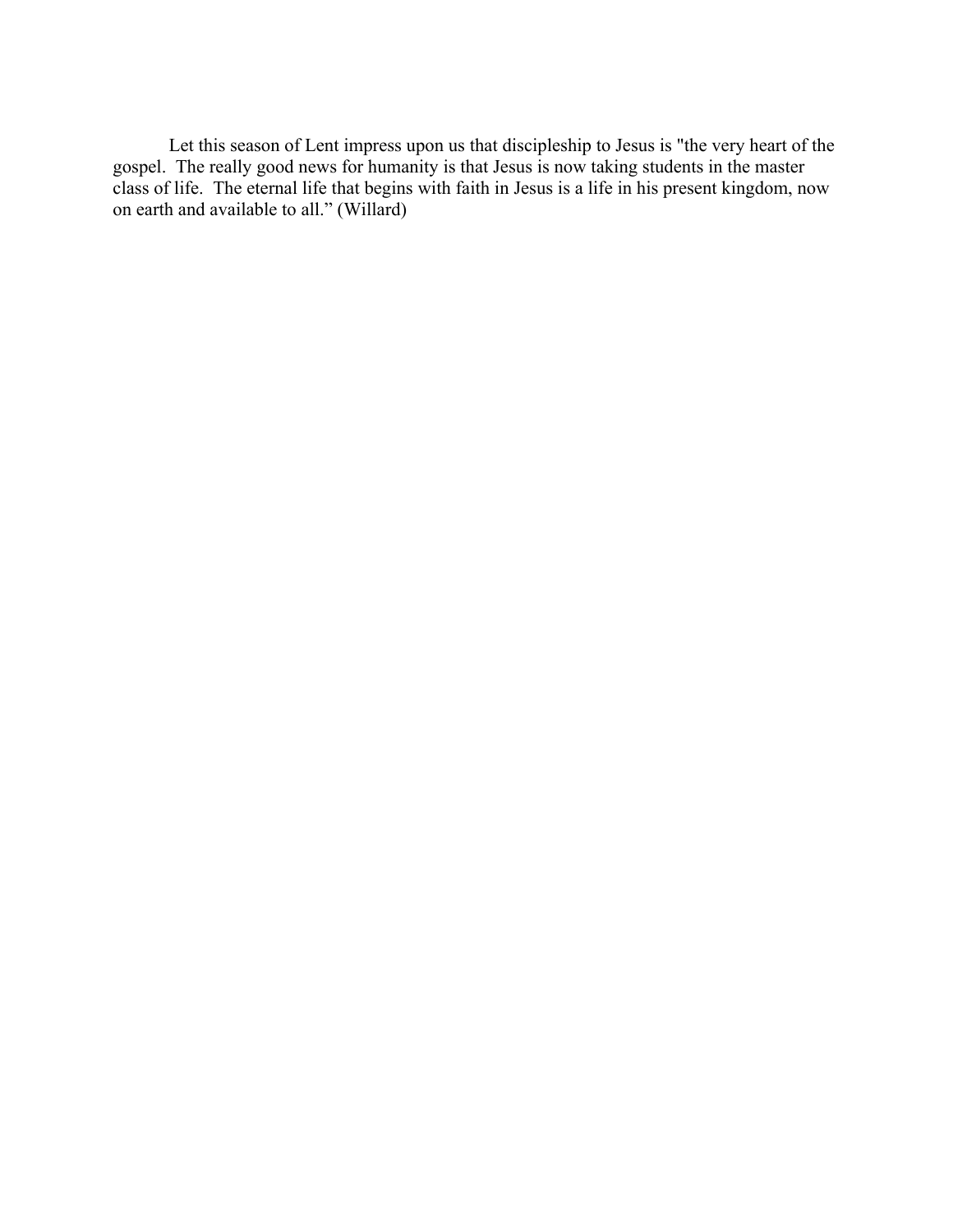Let this season of Lent impress upon us that discipleship to Jesus is "the very heart of the gospel. The really good news for humanity is that Jesus is now taking students in the master class of life. The eternal life that begins with faith in Jesus is a life in his present kingdom, now on earth and available to all." (Willard)